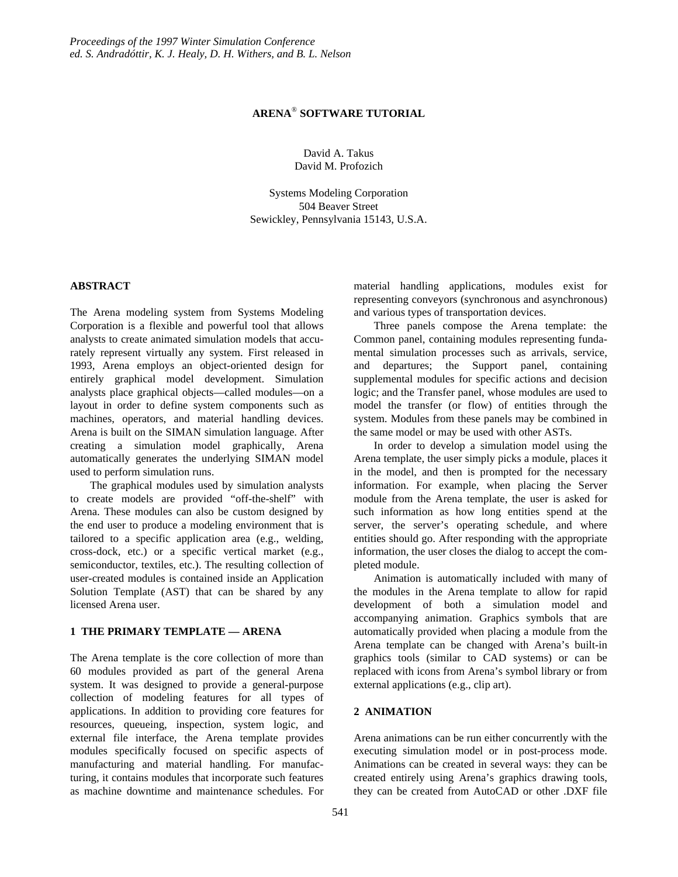# ARENA® SOFTWARE TUTORIAL

David A. Takus
David M. Profozich

Systems Modeling Corporation
504 Beaver Street
Sewickley, Pennsylvania 15143, U.S.A.

## ABSTRACT

The Arena modeling system from Systems Modeling Corporation is a flexible and powerful tool that allows analysts to create animated simulation models that accurately represent virtually any system. First released in 1993, Arena employs an object-oriented design for entirely graphical model development. Simulation analysts place graphical objects—called modules—on a layout in order to define system components such as machines, operators, and material handling devices. Arena is built on the SIMAN simulation language. After creating a simulation model graphically, Arena automatically generates the underlying SIMAN model used to perform simulation runs.

The graphical modules used by simulation analysts to create models are provided "off-the-shelf" with Arena. These modules can also be custom designed by the end user to produce a modeling environment that is tailored to a specific application area (e.g., welding, cross-dock, etc.) or a specific vertical market (e.g., semiconductor, textiles, etc.). The resulting collection of user-created modules is contained inside an Application Solution Template (AST) that can be shared by any licensed Arena user.

## 1 THE PRIMARY TEMPLATE — ARENA

The Arena template is the core collection of more than 60 modules provided as part of the general Arena system. It was designed to provide a general-purpose collection of modeling features for all types of applications. In addition to providing core features for resources, queueing, inspection, system logic, and external file interface, the Arena template provides modules specifically focused on specific aspects of manufacturing and material handling. For manufacturing, it contains modules that incorporate such features as machine downtime and maintenance schedules. For material handling applications, modules exist for representing conveyors (synchronous and asynchronous) and various types of transportation devices.

Three panels compose the Arena template: the Common panel, containing modules representing fundamental simulation processes such as arrivals, service, and departures; the Support panel, containing supplemental modules for specific actions and decision logic; and the Transfer panel, whose modules are used to model the transfer (or flow) of entities through the system. Modules from these panels may be combined in the same model or may be used with other ASTs.

In order to develop a simulation model using the Arena template, the user simply picks a module, places it in the model, and then is prompted for the necessary information. For example, when placing the Server module from the Arena template, the user is asked for such information as how long entities spend at the server, the server's operating schedule, and where entities should go. After responding with the appropriate information, the user closes the dialog to accept the completed module.

Animation is automatically included with many of the modules in the Arena template to allow for rapid development of both a simulation model and accompanying animation. Graphics symbols that are automatically provided when placing a module from the Arena template can be changed with Arena's built-in graphics tools (similar to CAD systems) or can be replaced with icons from Arena's symbol library or from external applications (e.g., clip art).

## 2 ANIMATION

Arena animations can be run either concurrently with the executing simulation model or in post-process mode. Animations can be created in several ways: they can be created entirely using Arena's graphics drawing tools, they can be created from AutoCAD or other .DXF file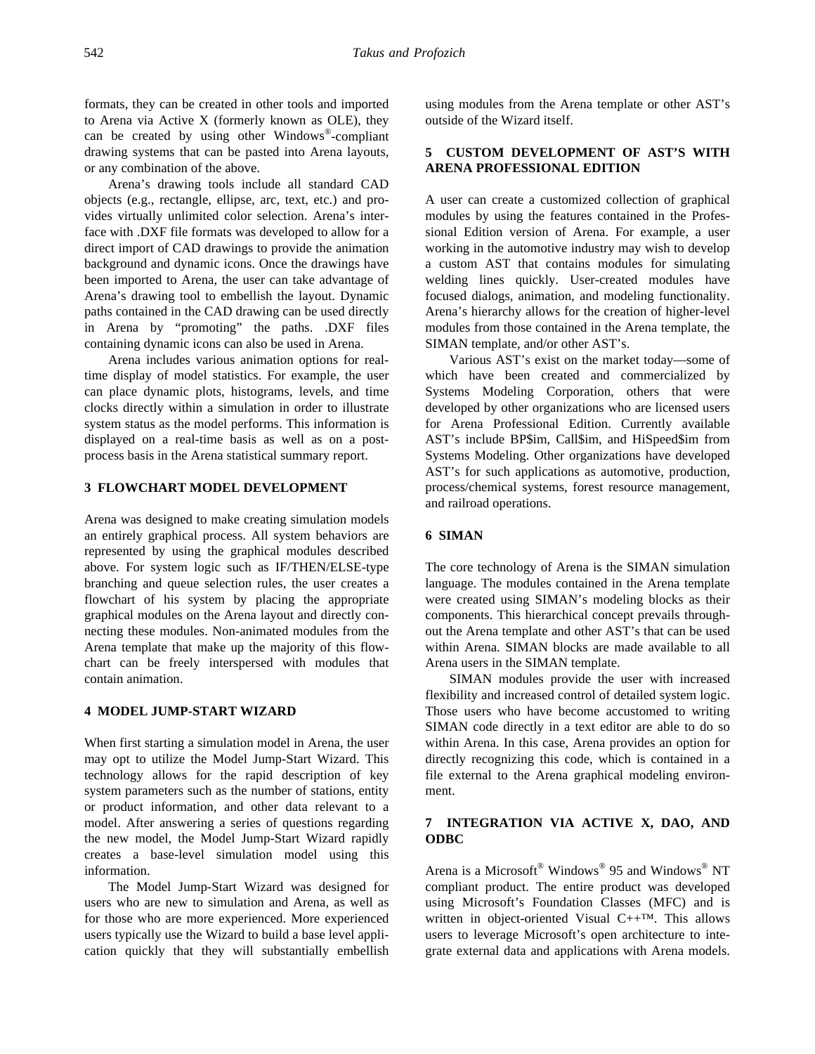formats, they can be created in other tools and imported to Arena via Active X (formerly known as OLE), they can be created by using other Windows®-compliant drawing systems that can be pasted into Arena layouts, or any combination of the above.

Arena's drawing tools include all standard CAD objects (e.g., rectangle, ellipse, arc, text, etc.) and provides virtually unlimited color selection. Arena's interface with .DXF file formats was developed to allow for a direct import of CAD drawings to provide the animation background and dynamic icons. Once the drawings have been imported to Arena, the user can take advantage of Arena's drawing tool to embellish the layout. Dynamic paths contained in the CAD drawing can be used directly in Arena by "promoting" the paths. .DXF files containing dynamic icons can also be used in Arena.

Arena includes various animation options for real-time display of model statistics. For example, the user can place dynamic plots, histograms, levels, and time clocks directly within a simulation in order to illustrate system status as the model performs. This information is displayed on a real-time basis as well as on a post-process basis in the Arena statistical summary report.

## 3 FLOWCHART MODEL DEVELOPMENT

Arena was designed to make creating simulation models an entirely graphical process. All system behaviors are represented by using the graphical modules described above. For system logic such as IF/THEN/ELSE-type branching and queue selection rules, the user creates a flowchart of his system by placing the appropriate graphical modules on the Arena layout and directly connecting these modules. Non-animated modules from the Arena template that make up the majority of this flowchart can be freely interspersed with modules that contain animation.

## 4 MODEL JUMP-START WIZARD

When first starting a simulation model in Arena, the user may opt to utilize the Model Jump-Start Wizard. This technology allows for the rapid description of key system parameters such as the number of stations, entity or product information, and other data relevant to a model. After answering a series of questions regarding the new model, the Model Jump-Start Wizard rapidly creates a base-level simulation model using this information.

The Model Jump-Start Wizard was designed for users who are new to simulation and Arena, as well as for those who are more experienced. More experienced users typically use the Wizard to build a base level application quickly that they will substantially embellish using modules from the Arena template or other AST's outside of the Wizard itself.

## 5 CUSTOM DEVELOPMENT OF AST'S WITH ARENA PROFESSIONAL EDITION

A user can create a customized collection of graphical modules by using the features contained in the Professional Edition version of Arena. For example, a user working in the automotive industry may wish to develop a custom AST that contains modules for simulating welding lines quickly. User-created modules have focused dialogs, animation, and modeling functionality. Arena's hierarchy allows for the creation of higher-level modules from those contained in the Arena template, the SIMAN template, and/or other AST's.

Various AST's exist on the market today—some of which have been created and commercialized by Systems Modeling Corporation, others that were developed by other organizations who are licensed users for Arena Professional Edition. Currently available AST's include BP$im, Call$im, and HiSpeed$im from Systems Modeling. Other organizations have developed AST's for such applications as automotive, production, process/chemical systems, forest resource management, and railroad operations.

## 6 SIMAN

The core technology of Arena is the SIMAN simulation language. The modules contained in the Arena template were created using SIMAN's modeling blocks as their components. This hierarchical concept prevails throughout the Arena template and other AST's that can be used within Arena. SIMAN blocks are made available to all Arena users in the SIMAN template.

SIMAN modules provide the user with increased flexibility and increased control of detailed system logic. Those users who have become accustomed to writing SIMAN code directly in a text editor are able to do so within Arena. In this case, Arena provides an option for directly recognizing this code, which is contained in a file external to the Arena graphical modeling environment.

## 7 INTEGRATION VIA ACTIVE X, DAO, AND ODBC

Arena is a Microsoft® Windows® 95 and Windows® NT compliant product. The entire product was developed using Microsoft's Foundation Classes (MFC) and is written in object-oriented Visual C++™. This allows users to leverage Microsoft's open architecture to integrate external data and applications with Arena models.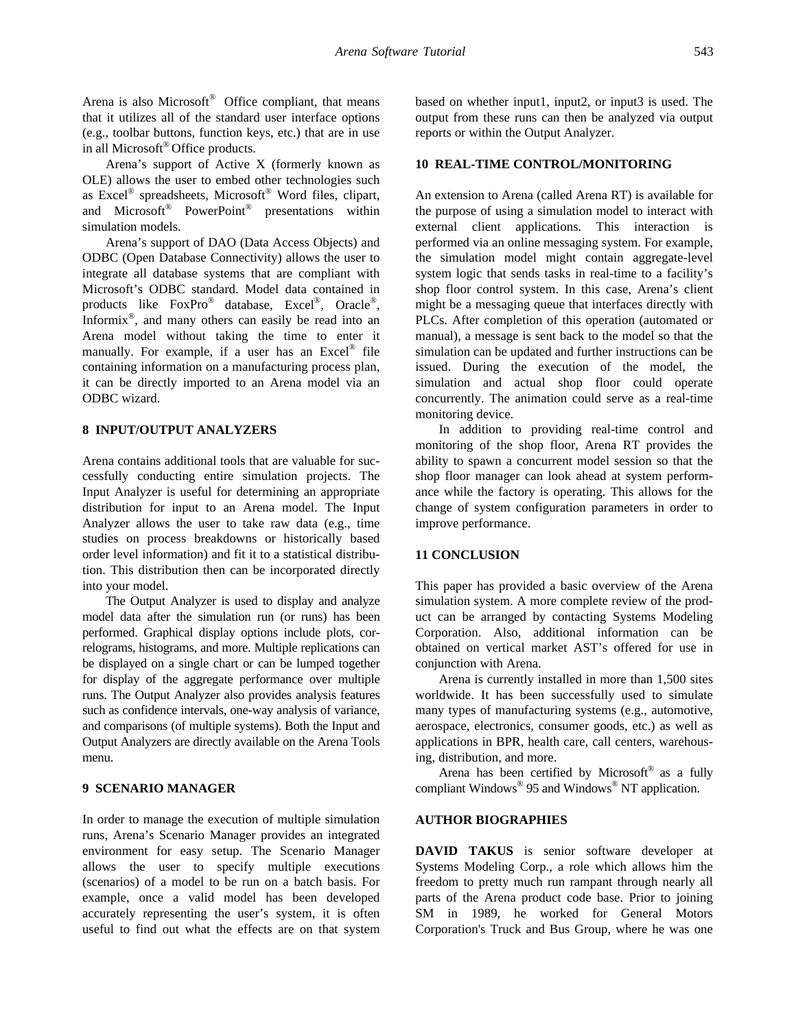Arena is also Microsoft® Office compliant, that means that it utilizes all of the standard user interface options (e.g., toolbar buttons, function keys, etc.) that are in use in all Microsoft® Office products.

Arena's support of Active X (formerly known as OLE) allows the user to embed other technologies such as Excel® spreadsheets, Microsoft® Word files, clipart, and Microsoft® PowerPoint® presentations within simulation models.

Arena's support of DAO (Data Access Objects) and ODBC (Open Database Connectivity) allows the user to integrate all database systems that are compliant with Microsoft's ODBC standard. Model data contained in products like FoxPro® database, Excel®, Oracle®, Informix®, and many others can easily be read into an Arena model without taking the time to enter it manually. For example, if a user has an Excel® file containing information on a manufacturing process plan, it can be directly imported to an Arena model via an ODBC wizard.

## 8 INPUT/OUTPUT ANALYZERS

Arena contains additional tools that are valuable for successfully conducting entire simulation projects. The Input Analyzer is useful for determining an appropriate distribution for input to an Arena model. The Input Analyzer allows the user to take raw data (e.g., time studies on process breakdowns or historically based order level information) and fit it to a statistical distribution. This distribution then can be incorporated directly into your model.

The Output Analyzer is used to display and analyze model data after the simulation run (or runs) has been performed. Graphical display options include plots, correlograms, histograms, and more. Multiple replications can be displayed on a single chart or can be lumped together for display of the aggregate performance over multiple runs. The Output Analyzer also provides analysis features such as confidence intervals, one-way analysis of variance, and comparisons (of multiple systems). Both the Input and Output Analyzers are directly available on the Arena Tools menu.

## 9 SCENARIO MANAGER

In order to manage the execution of multiple simulation runs, Arena's Scenario Manager provides an integrated environment for easy setup. The Scenario Manager allows the user to specify multiple executions (scenarios) of a model to be run on a batch basis. For example, once a valid model has been developed accurately representing the user's system, it is often useful to find out what the effects are on that system based on whether input1, input2, or input3 is used. The output from these runs can then be analyzed via output reports or within the Output Analyzer.

## 10 REAL-TIME CONTROL/MONITORING

An extension to Arena (called Arena RT) is available for the purpose of using a simulation model to interact with external client applications. This interaction is performed via an online messaging system. For example, the simulation model might contain aggregate-level system logic that sends tasks in real-time to a facility's shop floor control system. In this case, Arena's client might be a messaging queue that interfaces directly with PLCs. After completion of this operation (automated or manual), a message is sent back to the model so that the simulation can be updated and further instructions can be issued. During the execution of the model, the simulation and actual shop floor could operate concurrently. The animation could serve as a real-time monitoring device.

In addition to providing real-time control and monitoring of the shop floor, Arena RT provides the ability to spawn a concurrent model session so that the shop floor manager can look ahead at system performance while the factory is operating. This allows for the change of system configuration parameters in order to improve performance.

## 11 CONCLUSION

This paper has provided a basic overview of the Arena simulation system. A more complete review of the product can be arranged by contacting Systems Modeling Corporation. Also, additional information can be obtained on vertical market AST's offered for use in conjunction with Arena.

Arena is currently installed in more than 1,500 sites worldwide. It has been successfully used to simulate many types of manufacturing systems (e.g., automotive, aerospace, electronics, consumer goods, etc.) as well as applications in BPR, health care, call centers, warehousing, distribution, and more.

Arena has been certified by Microsoft® as a fully compliant Windows® 95 and Windows® NT application.

## AUTHOR BIOGRAPHIES

**DAVID TAKUS** is senior software developer at Systems Modeling Corp., a role which allows him the freedom to pretty much run rampant through nearly all parts of the Arena product code base. Prior to joining SM in 1989, he worked for General Motors Corporation's Truck and Bus Group, where he was one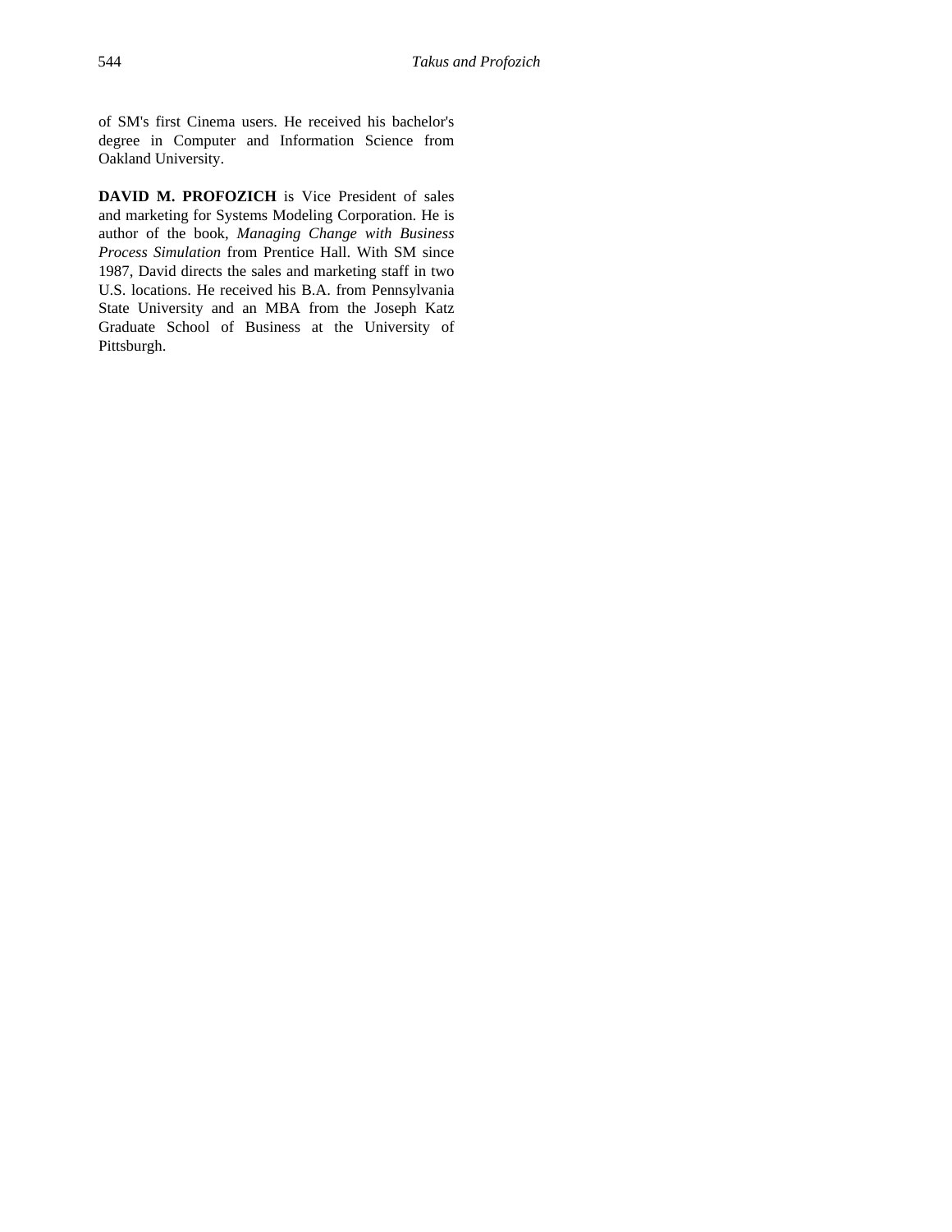of SM's first Cinema users. He received his bachelor's degree in Computer and Information Science from Oakland University.

**DAVID M. PROFOZICH** is Vice President of sales and marketing for Systems Modeling Corporation. He is author of the book, *Managing Change with Business Process Simulation* from Prentice Hall. With SM since 1987, David directs the sales and marketing staff in two U.S. locations. He received his B.A. from Pennsylvania State University and an MBA from the Joseph Katz Graduate School of Business at the University of Pittsburgh.